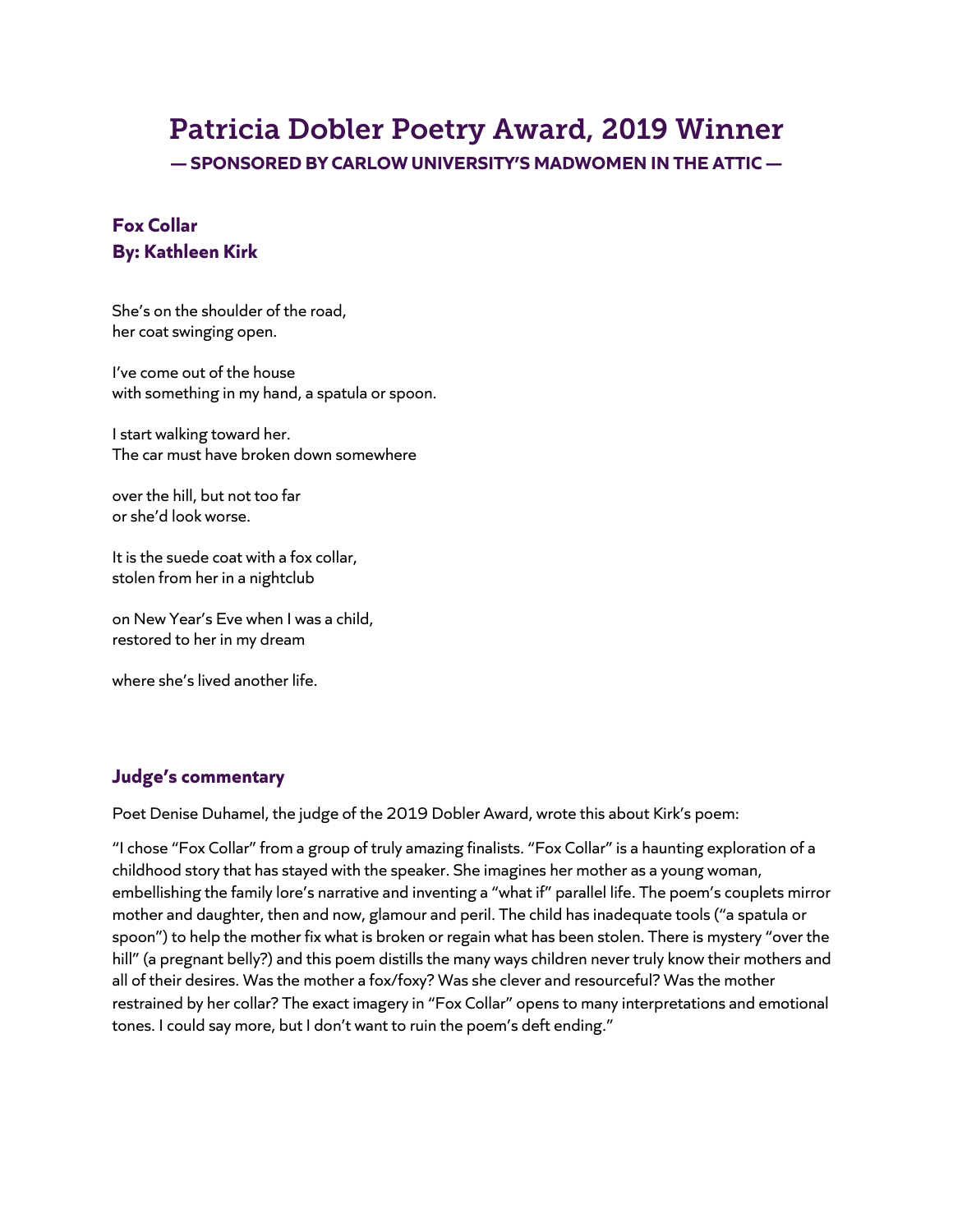# Patricia Dobler Poetry Award, 2019 Winner

**— SPONSORED BY CARLOW UNIVERSITY'S MADWOMEN IN THE ATTIC —**

## Fox Collar
## By: Kathleen Kirk

She's on the shoulder of the road,
her coat swinging open.

I've come out of the house
with something in my hand, a spatula or spoon.

I start walking toward her.
The car must have broken down somewhere

over the hill, but not too far
or she'd look worse.

It is the suede coat with a fox collar,
stolen from her in a nightclub

on New Year's Eve when I was a child,
restored to her in my dream

where she's lived another life.

## Judge's commentary

Poet Denise Duhamel, the judge of the 2019 Dobler Award, wrote this about Kirk's poem:

"I chose "Fox Collar" from a group of truly amazing finalists. "Fox Collar" is a haunting exploration of a childhood story that has stayed with the speaker. She imagines her mother as a young woman, embellishing the family lore's narrative and inventing a "what if" parallel life. The poem's couplets mirror mother and daughter, then and now, glamour and peril. The child has inadequate tools ("a spatula or spoon") to help the mother fix what is broken or regain what has been stolen. There is mystery "over the hill" (a pregnant belly?) and this poem distills the many ways children never truly know their mothers and all of their desires. Was the mother a fox/foxy? Was she clever and resourceful? Was the mother restrained by her collar? The exact imagery in "Fox Collar" opens to many interpretations and emotional tones. I could say more, but I don't want to ruin the poem's deft ending."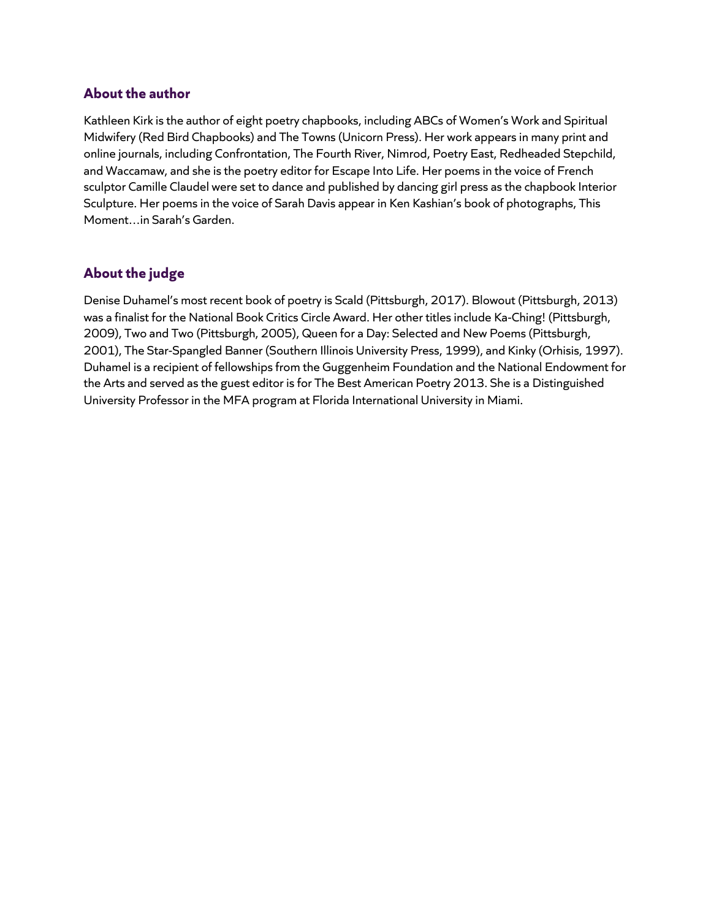## About the author

Kathleen Kirk is the author of eight poetry chapbooks, including ABCs of Women's Work and Spiritual Midwifery (Red Bird Chapbooks) and The Towns (Unicorn Press). Her work appears in many print and online journals, including Confrontation, The Fourth River, Nimrod, Poetry East, Redheaded Stepchild, and Waccamaw, and she is the poetry editor for Escape Into Life. Her poems in the voice of French sculptor Camille Claudel were set to dance and published by dancing girl press as the chapbook Interior Sculpture. Her poems in the voice of Sarah Davis appear in Ken Kashian's book of photographs, This Moment…in Sarah's Garden.

## About the judge

Denise Duhamel's most recent book of poetry is Scald (Pittsburgh, 2017). Blowout (Pittsburgh, 2013) was a finalist for the National Book Critics Circle Award. Her other titles include Ka-Ching! (Pittsburgh, 2009), Two and Two (Pittsburgh, 2005), Queen for a Day: Selected and New Poems (Pittsburgh, 2001), The Star-Spangled Banner (Southern Illinois University Press, 1999), and Kinky (Orhisis, 1997). Duhamel is a recipient of fellowships from the Guggenheim Foundation and the National Endowment for the Arts and served as the guest editor is for The Best American Poetry 2013. She is a Distinguished University Professor in the MFA program at Florida International University in Miami.